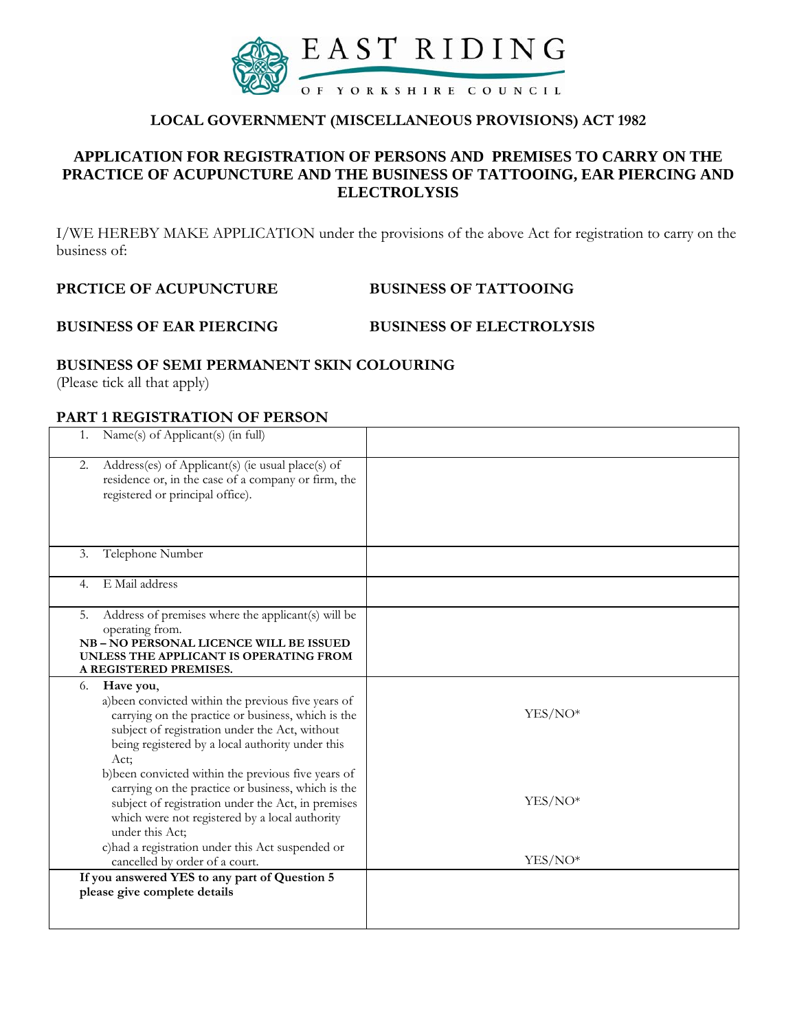EAST RIDING OF YORKSHIRE COUNCIL

**LOCAL GOVERNMENT (MISCELLANEOUS PROVISIONS) ACT 1982**

## APPLICATION FOR REGISTRATION OF PERSONS AND PREMISES TO CARRY ON THE PRACTICE OF ACUPUNCTURE AND THE BUSINESS OF TATTOOING, EAR PIERCING AND ELECTROLYSIS

I/WE HEREBY MAKE APPLICATION under the provisions of the above Act for registration to carry on the business of:

**PRCTICE OF ACUPUNCTURE** **BUSINESS OF TATTOOING**

**BUSINESS OF EAR PIERCING** **BUSINESS OF ELECTROLYSIS**

**BUSINESS OF SEMI PERMANENT SKIN COLOURING**
(Please tick all that apply)

### PART 1 REGISTRATION OF PERSON

| | |
|---|---|
| 1. Name(s) of Applicant(s) (in full) | |
| 2. Address(es) of Applicant(s) (ie usual place(s) of residence or, in the case of a company or firm, the registered or principal office). | |
| 3. Telephone Number | |
| 4. E Mail address | |
| 5. Address of premises where the applicant(s) will be operating from. **NB – NO PERSONAL LICENCE WILL BE ISSUED UNLESS THE APPLICANT IS OPERATING FROM A REGISTERED PREMISES.** | |
| 6. **Have you,** a)been convicted within the previous five years of carrying on the practice or business, which is the subject of registration under the Act, without being registered by a local authority under this Act; | YES/NO* |
| b)been convicted within the previous five years of carrying on the practice or business, which is the subject of registration under the Act, in premises which were not registered by a local authority under this Act; | YES/NO* |
| c)had a registration under this Act suspended or cancelled by order of a court. | YES/NO* |
| **If you answered YES to any part of Question 5 please give complete details** | |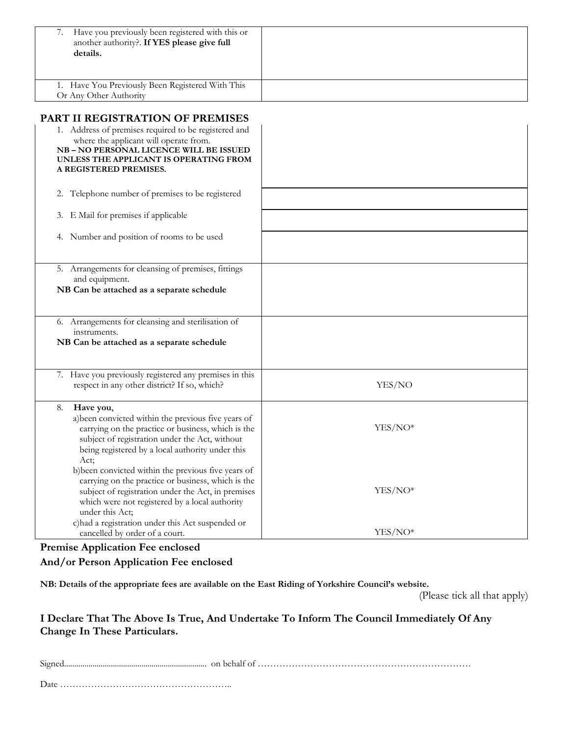| | |
|---|---|
| 7. Have you previously been registered with this or another authority?. **If YES please give full details.** | |
| 1. Have You Previously Been Registered With This Or Any Other Authority | |

## PART II REGISTRATION OF PREMISES

| | |
|---|---|
| 1. Address of premises required to be registered and where the applicant will operate from.<br>**NB – NO PERSONAL LICENCE WILL BE ISSUED UNLESS THE APPLICANT IS OPERATING FROM A REGISTERED PREMISES.** | |
| 2. Telephone number of premises to be registered | |
| 3. E Mail for premises if applicable | |
| 4. Number and position of rooms to be used | |
| 5. Arrangements for cleansing of premises, fittings and equipment.<br>**NB Can be attached as a separate schedule** | |
| 6. Arrangements for cleansing and sterilisation of instruments.<br>**NB Can be attached as a separate schedule** | |
| 7. Have you previously registered any premises in this respect in any other district? If so, which? | YES/NO |
| 8. **Have you**,<br>a)been convicted within the previous five years of carrying on the practice or business, which is the subject of registration under the Act, without being registered by a local authority under this Act; | YES/NO* |
| b)been convicted within the previous five years of carrying on the practice or business, which is the subject of registration under the Act, in premises which were not registered by a local authority under this Act; | YES/NO* |
| c)had a registration under this Act suspended or cancelled by order of a court. | YES/NO* |

**Premise Application Fee enclosed**

**And/or Person Application Fee enclosed**

**NB: Details of the appropriate fees are available on the East Riding of Yorkshire Council's website.**

(Please tick all that apply)

**I Declare That The Above Is True, And Undertake To Inform The Council Immediately Of Any Change In These Particulars.**

Signed....................................................................... on behalf of ………………………………………………………………

Date ………………………………………………..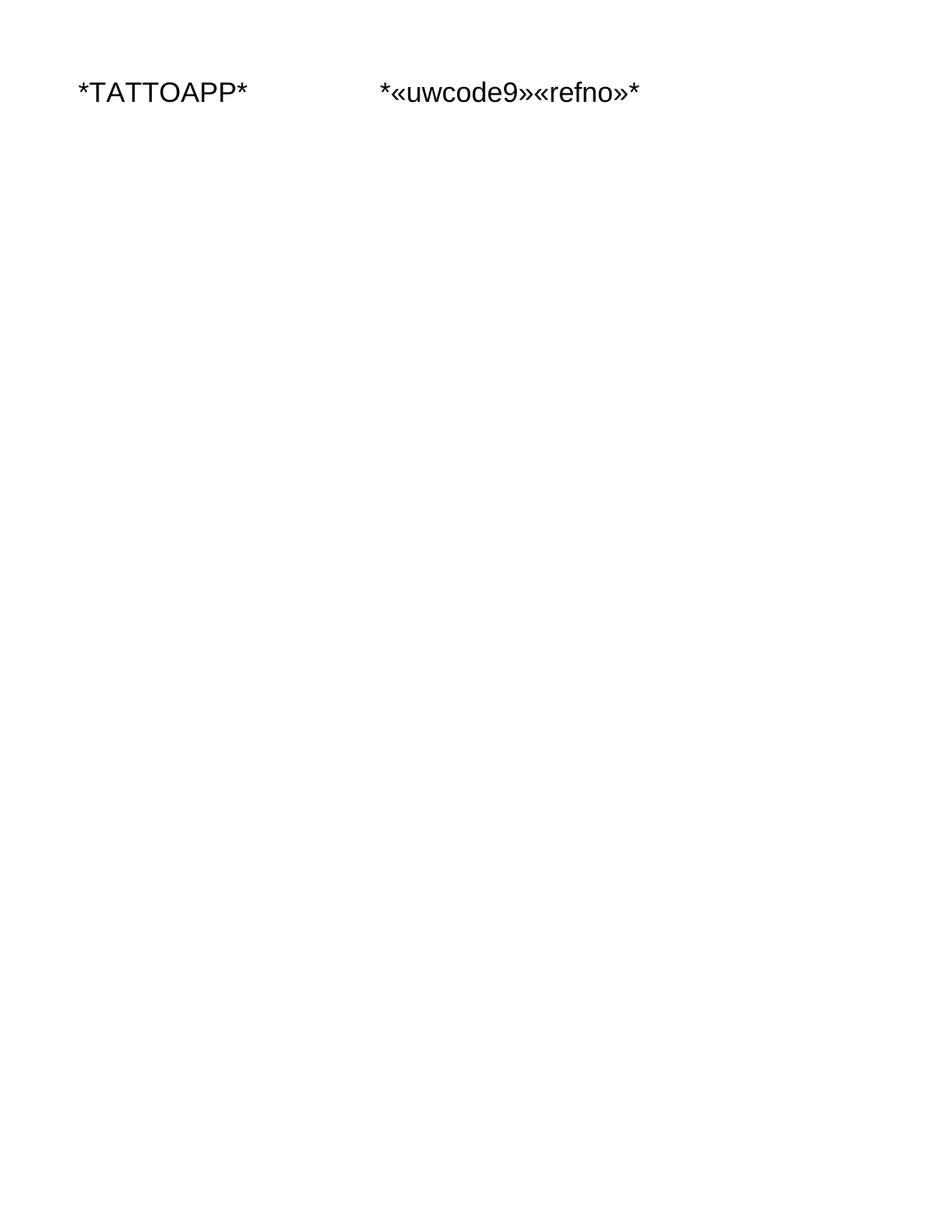*TATTOAPP*                    *«uwcode9»«refno»*